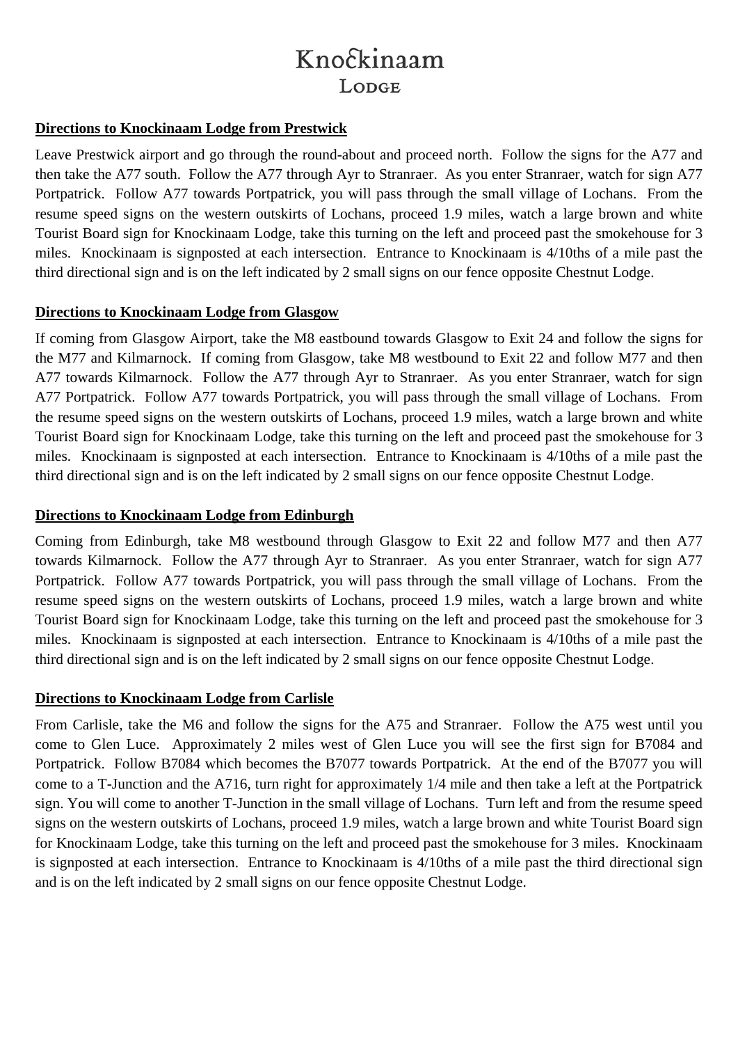# Knockinaam
## Lodge

**Directions to Knockinaam Lodge from Prestwick**

Leave Prestwick airport and go through the round-about and proceed north. Follow the signs for the A77 and then take the A77 south. Follow the A77 through Ayr to Stranraer. As you enter Stranraer, watch for sign A77 Portpatrick. Follow A77 towards Portpatrick, you will pass through the small village of Lochans. From the resume speed signs on the western outskirts of Lochans, proceed 1.9 miles, watch a large brown and white Tourist Board sign for Knockinaam Lodge, take this turning on the left and proceed past the smokehouse for 3 miles. Knockinaam is signposted at each intersection. Entrance to Knockinaam is 4/10ths of a mile past the third directional sign and is on the left indicated by 2 small signs on our fence opposite Chestnut Lodge.

**Directions to Knockinaam Lodge from Glasgow**

If coming from Glasgow Airport, take the M8 eastbound towards Glasgow to Exit 24 and follow the signs for the M77 and Kilmarnock. If coming from Glasgow, take M8 westbound to Exit 22 and follow M77 and then A77 towards Kilmarnock. Follow the A77 through Ayr to Stranraer. As you enter Stranraer, watch for sign A77 Portpatrick. Follow A77 towards Portpatrick, you will pass through the small village of Lochans. From the resume speed signs on the western outskirts of Lochans, proceed 1.9 miles, watch a large brown and white Tourist Board sign for Knockinaam Lodge, take this turning on the left and proceed past the smokehouse for 3 miles. Knockinaam is signposted at each intersection. Entrance to Knockinaam is 4/10ths of a mile past the third directional sign and is on the left indicated by 2 small signs on our fence opposite Chestnut Lodge.

**Directions to Knockinaam Lodge from Edinburgh**

Coming from Edinburgh, take M8 westbound through Glasgow to Exit 22 and follow M77 and then A77 towards Kilmarnock. Follow the A77 through Ayr to Stranraer. As you enter Stranraer, watch for sign A77 Portpatrick. Follow A77 towards Portpatrick, you will pass through the small village of Lochans. From the resume speed signs on the western outskirts of Lochans, proceed 1.9 miles, watch a large brown and white Tourist Board sign for Knockinaam Lodge, take this turning on the left and proceed past the smokehouse for 3 miles. Knockinaam is signposted at each intersection. Entrance to Knockinaam is 4/10ths of a mile past the third directional sign and is on the left indicated by 2 small signs on our fence opposite Chestnut Lodge.

**Directions to Knockinaam Lodge from Carlisle**

From Carlisle, take the M6 and follow the signs for the A75 and Stranraer. Follow the A75 west until you come to Glen Luce. Approximately 2 miles west of Glen Luce you will see the first sign for B7084 and Portpatrick. Follow B7084 which becomes the B7077 towards Portpatrick. At the end of the B7077 you will come to a T-Junction and the A716, turn right for approximately 1/4 mile and then take a left at the Portpatrick sign. You will come to another T-Junction in the small village of Lochans. Turn left and from the resume speed signs on the western outskirts of Lochans, proceed 1.9 miles, watch a large brown and white Tourist Board sign for Knockinaam Lodge, take this turning on the left and proceed past the smokehouse for 3 miles. Knockinaam is signposted at each intersection. Entrance to Knockinaam is 4/10ths of a mile past the third directional sign and is on the left indicated by 2 small signs on our fence opposite Chestnut Lodge.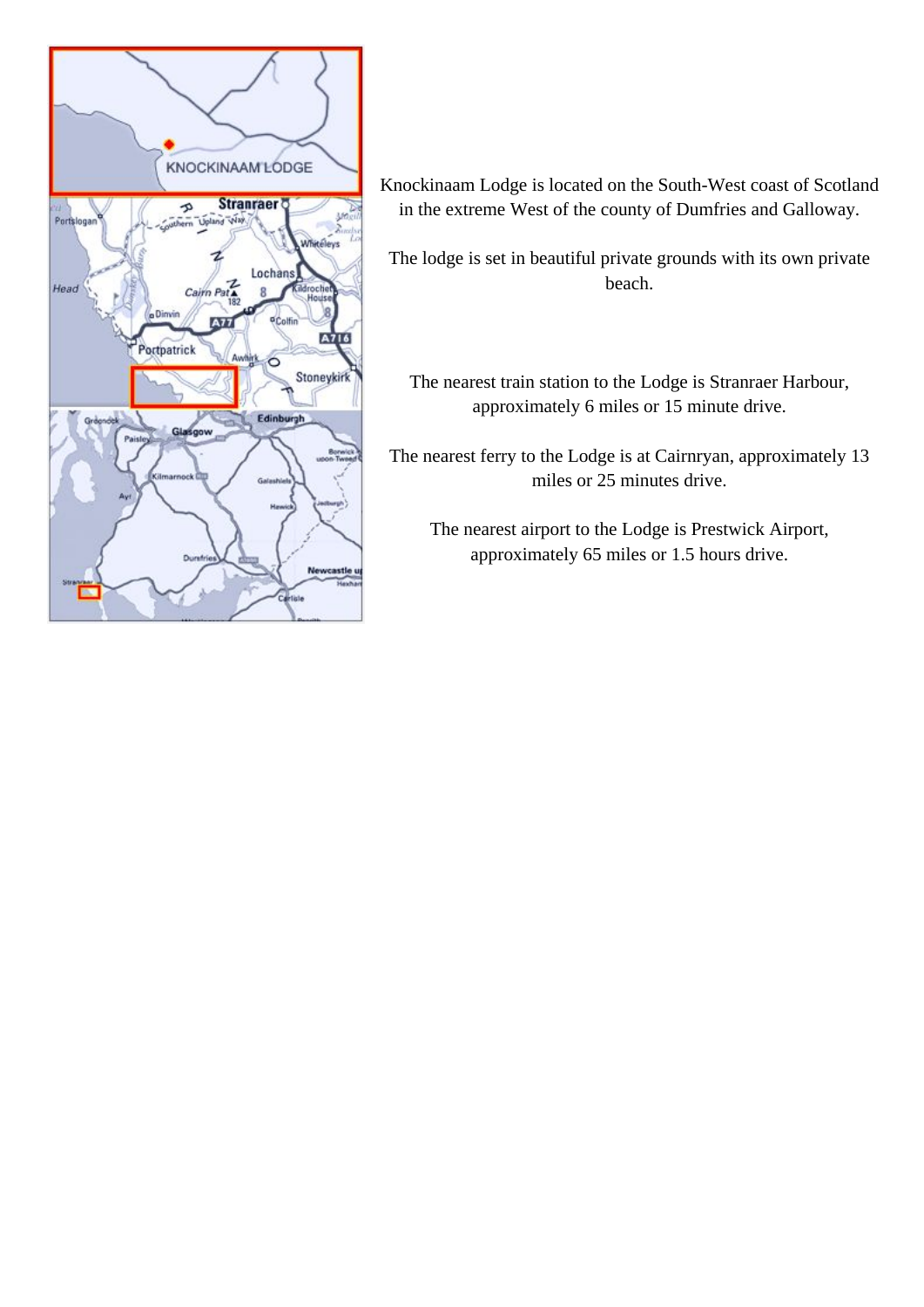Knockinaam Lodge is located on the South-West coast of Scotland in the extreme West of the county of Dumfries and Galloway.

The lodge is set in beautiful private grounds with its own private beach.

The nearest train station to the Lodge is Stranraer Harbour, approximately 6 miles or 15 minute drive.

The nearest ferry to the Lodge is at Cairnryan, approximately 13 miles or 25 minutes drive.

The nearest airport to the Lodge is Prestwick Airport, approximately 65 miles or 1.5 hours drive.